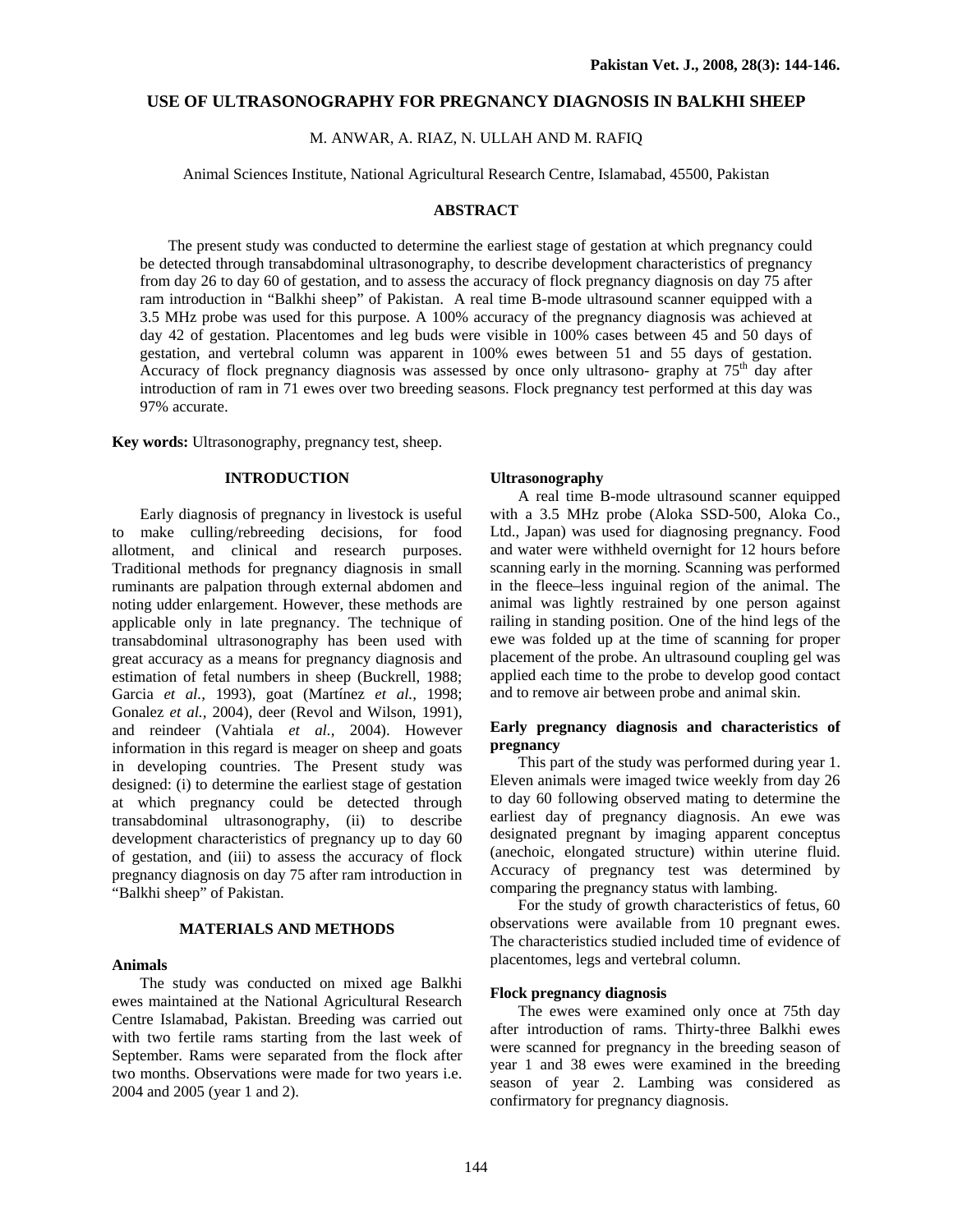# USE OF ULTRASONOGRAPHY FOR PREGNANCY DIAGNOSIS IN BALKHI SHEEP

M. ANWAR, A. RIAZ, N. ULLAH AND M. RAFIQ

Animal Sciences Institute, National Agricultural Research Centre, Islamabad, 45500, Pakistan

## ABSTRACT

The present study was conducted to determine the earliest stage of gestation at which pregnancy could be detected through transabdominal ultrasonography, to describe development characteristics of pregnancy from day 26 to day 60 of gestation, and to assess the accuracy of flock pregnancy diagnosis on day 75 after ram introduction in "Balkhi sheep" of Pakistan. A real time B-mode ultrasound scanner equipped with a 3.5 MHz probe was used for this purpose. A 100% accuracy of the pregnancy diagnosis was achieved at day 42 of gestation. Placentomes and leg buds were visible in 100% cases between 45 and 50 days of gestation, and vertebral column was apparent in 100% ewes between 51 and 55 days of gestation. Accuracy of flock pregnancy diagnosis was assessed by once only ultrasono- graphy at 75[th] day after introduction of ram in 71 ewes over two breeding seasons. Flock pregnancy test performed at this day was 97% accurate.

**Key words:** Ultrasonography, pregnancy test, sheep.

## INTRODUCTION

Early diagnosis of pregnancy in livestock is useful to make culling/rebreeding decisions, for food allotment, and clinical and research purposes. Traditional methods for pregnancy diagnosis in small ruminants are palpation through external abdomen and noting udder enlargement. However, these methods are applicable only in late pregnancy. The technique of transabdominal ultrasonography has been used with great accuracy as a means for pregnancy diagnosis and estimation of fetal numbers in sheep (Buckrell, 1988; Garcia *et al.,* 1993), goat (Martínez *et al.,* 1998; Gonalez *et al.,* 2004), deer (Revol and Wilson, 1991), and reindeer (Vahtiala *et al.,* 2004). However information in this regard is meager on sheep and goats in developing countries. The Present study was designed: (i) to determine the earliest stage of gestation at which pregnancy could be detected through transabdominal ultrasonography, (ii) to describe development characteristics of pregnancy up to day 60 of gestation, and (iii) to assess the accuracy of flock pregnancy diagnosis on day 75 after ram introduction in "Balkhi sheep" of Pakistan.

## MATERIALS AND METHODS

### Animals

The study was conducted on mixed age Balkhi ewes maintained at the National Agricultural Research Centre Islamabad, Pakistan. Breeding was carried out with two fertile rams starting from the last week of September. Rams were separated from the flock after two months. Observations were made for two years i.e. 2004 and 2005 (year 1 and 2).

### Ultrasonography

A real time B-mode ultrasound scanner equipped with a 3.5 MHz probe (Aloka SSD-500, Aloka Co., Ltd., Japan) was used for diagnosing pregnancy. Food and water were withheld overnight for 12 hours before scanning early in the morning. Scanning was performed in the fleece–less inguinal region of the animal. The animal was lightly restrained by one person against railing in standing position. One of the hind legs of the ewe was folded up at the time of scanning for proper placement of the probe. An ultrasound coupling gel was applied each time to the probe to develop good contact and to remove air between probe and animal skin.

### Early pregnancy diagnosis and characteristics of pregnancy

This part of the study was performed during year 1. Eleven animals were imaged twice weekly from day 26 to day 60 following observed mating to determine the earliest day of pregnancy diagnosis. An ewe was designated pregnant by imaging apparent conceptus (anechoic, elongated structure) within uterine fluid. Accuracy of pregnancy test was determined by comparing the pregnancy status with lambing.

For the study of growth characteristics of fetus, 60 observations were available from 10 pregnant ewes. The characteristics studied included time of evidence of placentomes, legs and vertebral column.

### Flock pregnancy diagnosis

The ewes were examined only once at 75th day after introduction of rams. Thirty-three Balkhi ewes were scanned for pregnancy in the breeding season of year 1 and 38 ewes were examined in the breeding season of year 2. Lambing was considered as confirmatory for pregnancy diagnosis.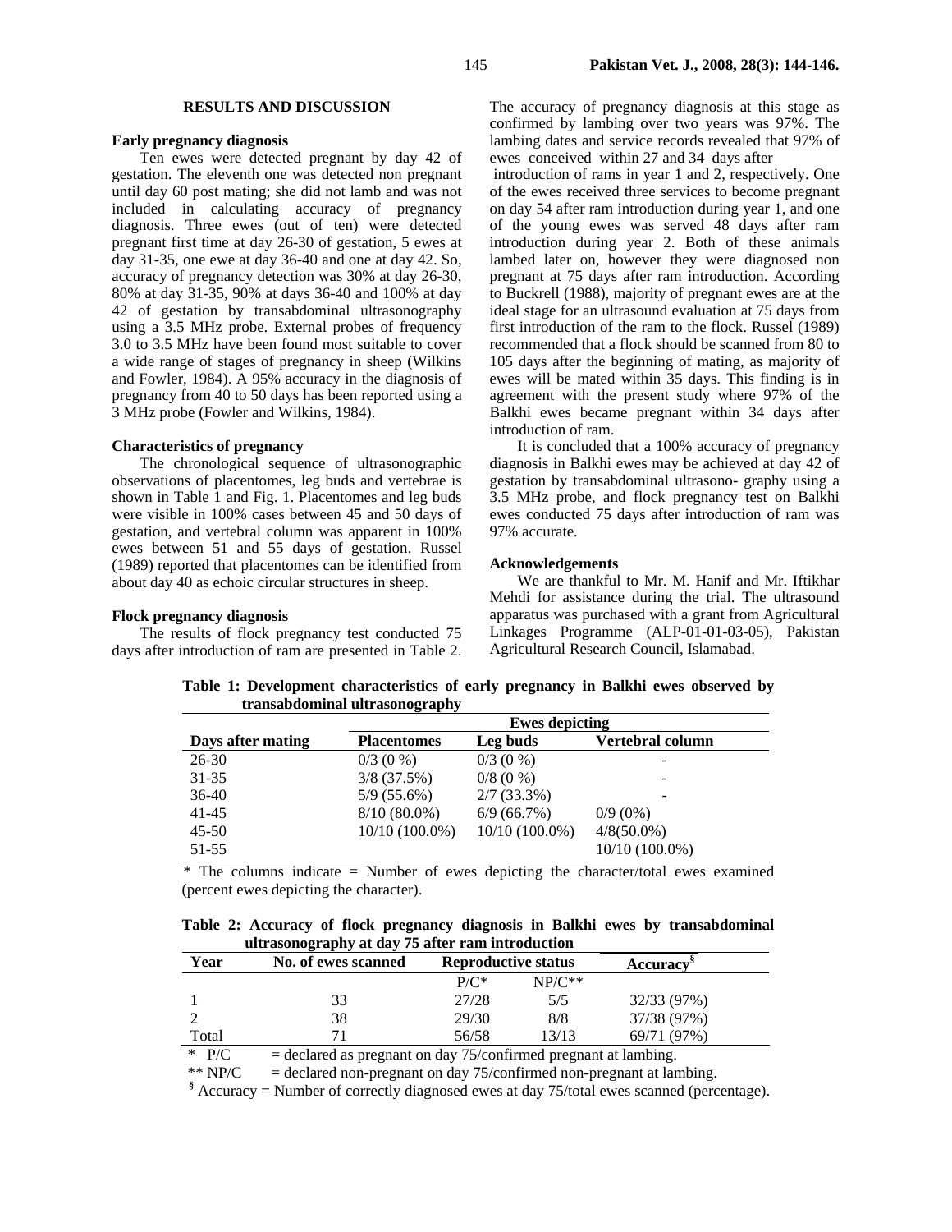## RESULTS AND DISCUSSION

### Early pregnancy diagnosis

Ten ewes were detected pregnant by day 42 of gestation. The eleventh one was detected non pregnant until day 60 post mating; she did not lamb and was not included in calculating accuracy of pregnancy diagnosis. Three ewes (out of ten) were detected pregnant first time at day 26-30 of gestation, 5 ewes at day 31-35, one ewe at day 36-40 and one at day 42. So, accuracy of pregnancy detection was 30% at day 26-30, 80% at day 31-35, 90% at days 36-40 and 100% at day 42 of gestation by transabdominal ultrasonography using a 3.5 MHz probe. External probes of frequency 3.0 to 3.5 MHz have been found most suitable to cover a wide range of stages of pregnancy in sheep (Wilkins and Fowler, 1984). A 95% accuracy in the diagnosis of pregnancy from 40 to 50 days has been reported using a 3 MHz probe (Fowler and Wilkins, 1984).

### Characteristics of pregnancy

The chronological sequence of ultrasonographic observations of placentomes, leg buds and vertebrae is shown in Table 1 and Fig. 1. Placentomes and leg buds were visible in 100% cases between 45 and 50 days of gestation, and vertebral column was apparent in 100% ewes between 51 and 55 days of gestation. Russel (1989) reported that placentomes can be identified from about day 40 as echoic circular structures in sheep.

### Flock pregnancy diagnosis

The results of flock pregnancy test conducted 75 days after introduction of ram are presented in Table 2. The accuracy of pregnancy diagnosis at this stage as confirmed by lambing over two years was 97%. The lambing dates and service records revealed that 97% of ewes conceived within 27 and 34 days after introduction of rams in year 1 and 2, respectively. One of the ewes received three services to become pregnant on day 54 after ram introduction during year 1, and one of the young ewes was served 48 days after ram introduction during year 2. Both of these animals lambed later on, however they were diagnosed non pregnant at 75 days after ram introduction. According to Buckrell (1988), majority of pregnant ewes are at the ideal stage for an ultrasound evaluation at 75 days from first introduction of the ram to the flock. Russel (1989) recommended that a flock should be scanned from 80 to 105 days after the beginning of mating, as majority of ewes will be mated within 35 days. This finding is in agreement with the present study where 97% of the Balkhi ewes became pregnant within 34 days after introduction of ram.

It is concluded that a 100% accuracy of pregnancy diagnosis in Balkhi ewes may be achieved at day 42 of gestation by transabdominal ultrasono- graphy using a 3.5 MHz probe, and flock pregnancy test on Balkhi ewes conducted 75 days after introduction of ram was 97% accurate.

### Acknowledgements

We are thankful to Mr. M. Hanif and Mr. Iftikhar Mehdi for assistance during the trial. The ultrasound apparatus was purchased with a grant from Agricultural Linkages Programme (ALP-01-01-03-05), Pakistan Agricultural Research Council, Islamabad.

**Table 1: Development characteristics of early pregnancy in Balkhi ewes observed by transabdominal ultrasonography**

| | Ewes depicting | | |
|---|---|---|---|
| **Days after mating** | **Placentomes** | **Leg buds** | **Vertebral column** |
| 26-30 | 0/3 (0 %) | 0/3 (0 %) | - |
| 31-35 | 3/8 (37.5%) | 0/8 (0 %) | - |
| 36-40 | 5/9 (55.6%) | 2/7 (33.3%) | - |
| 41-45 | 8/10 (80.0%) | 6/9 (66.7%) | 0/9 (0%) |
| 45-50 | 10/10 (100.0%) | 10/10 (100.0%) | 4/8(50.0%) |
| 51-55 | | | 10/10 (100.0%) |

* The columns indicate = Number of ewes depicting the character/total ewes examined (percent ewes depicting the character).

**Table 2: Accuracy of flock pregnancy diagnosis in Balkhi ewes by transabdominal ultrasonography at day 75 after ram introduction**

| Year | No. of ewes scanned | Reproductive status | | Accuracy[§] |
|---|---|---|---|---|
| | | P/C* | NP/C** | |
| 1 | 33 | 27/28 | 5/5 | 32/33 (97%) |
| 2 | 38 | 29/30 | 8/8 | 37/38 (97%) |
| Total | 71 | 56/58 | 13/13 | 69/71 (97%) |

\* P/C = declared as pregnant on day 75/confirmed pregnant at lambing.

** NP/C = declared non-pregnant on day 75/confirmed non-pregnant at lambing.

[§] Accuracy = Number of correctly diagnosed ewes at day 75/total ewes scanned (percentage).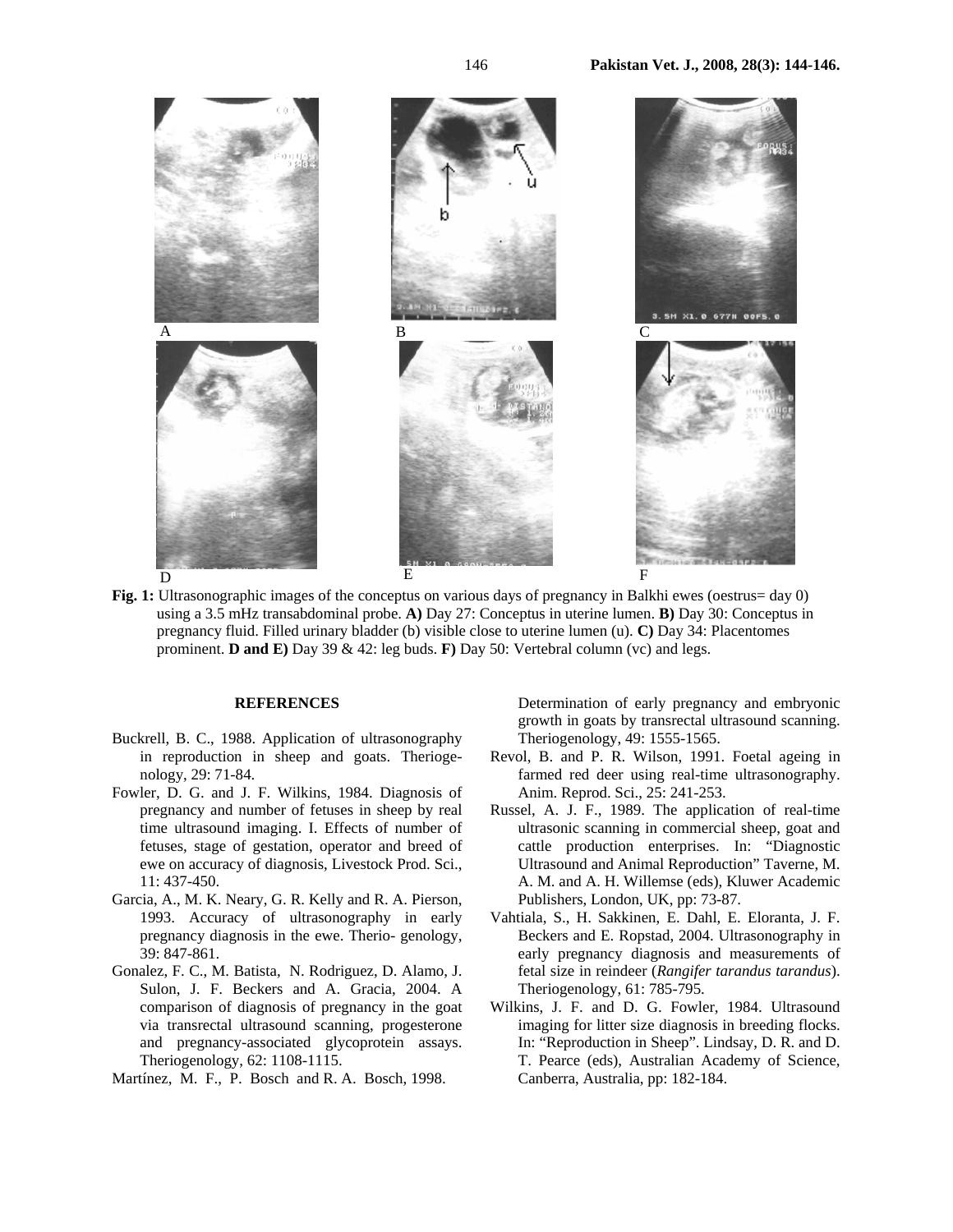**Fig. 1:** Ultrasonographic images of the conceptus on various days of pregnancy in Balkhi ewes (oestrus= day 0) using a 3.5 mHz transabdominal probe. **A)** Day 27: Conceptus in uterine lumen. **B)** Day 30: Conceptus in pregnancy fluid. Filled urinary bladder (b) visible close to uterine lumen (u). **C)** Day 34: Placentomes prominent. **D and E)** Day 39 & 42: leg buds. **F)** Day 50: Vertebral column (vc) and legs.

## REFERENCES

Buckrell, B. C., 1988. Application of ultrasonography in reproduction in sheep and goats. Theriogenology, 29: 71-84.

Fowler, D. G. and J. F. Wilkins, 1984. Diagnosis of pregnancy and number of fetuses in sheep by real time ultrasound imaging. I. Effects of number of fetuses, stage of gestation, operator and breed of ewe on accuracy of diagnosis, Livestock Prod. Sci., 11: 437-450.

Garcia, A., M. K. Neary, G. R. Kelly and R. A. Pierson, 1993. Accuracy of ultrasonography in early pregnancy diagnosis in the ewe. Therio- genology, 39: 847-861.

Gonalez, F. C., M. Batista, N. Rodriguez, D. Alamo, J. Sulon, J. F. Beckers and A. Gracia, 2004. A comparison of diagnosis of pregnancy in the goat via transrectal ultrasound scanning, progesterone and pregnancy-associated glycoprotein assays. Theriogenology, 62: 1108-1115.

Martínez, M. F., P. Bosch and R. A. Bosch, 1998. Determination of early pregnancy and embryonic growth in goats by transrectal ultrasound scanning. Theriogenology, 49: 1555-1565.

Revol, B. and P. R. Wilson, 1991. Foetal ageing in farmed red deer using real-time ultrasonography. Anim. Reprod. Sci., 25: 241-253.

Russel, A. J. F., 1989. The application of real-time ultrasonic scanning in commercial sheep, goat and cattle production enterprises. In: "Diagnostic Ultrasound and Animal Reproduction" Taverne, M. A. M. and A. H. Willemse (eds), Kluwer Academic Publishers, London, UK, pp: 73-87.

Vahtiala, S., H. Sakkinen, E. Dahl, E. Eloranta, J. F. Beckers and E. Ropstad, 2004. Ultrasonography in early pregnancy diagnosis and measurements of fetal size in reindeer (*Rangifer tarandus tarandus*). Theriogenology, 61: 785-795.

Wilkins, J. F. and D. G. Fowler, 1984. Ultrasound imaging for litter size diagnosis in breeding flocks. In: "Reproduction in Sheep". Lindsay, D. R. and D. T. Pearce (eds), Australian Academy of Science, Canberra, Australia, pp: 182-184.